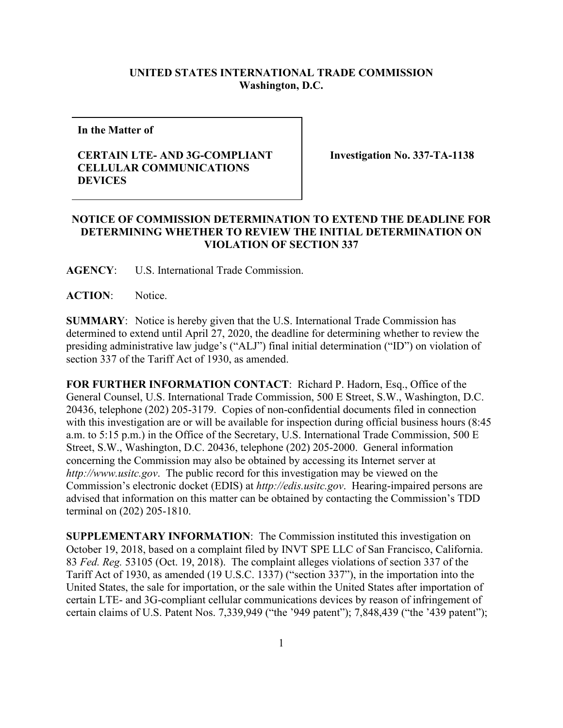**UNITED STATES INTERNATIONAL TRADE COMMISSION**
**Washington, D.C.**

| In the Matter of<br><br>**CERTAIN LTE- AND 3G-COMPLIANT CELLULAR COMMUNICATIONS DEVICES** | **Investigation No. 337-TA-1138** |
|---|---|

**NOTICE OF COMMISSION DETERMINATION TO EXTEND THE DEADLINE FOR DETERMINING WHETHER TO REVIEW THE INITIAL DETERMINATION ON VIOLATION OF SECTION 337**

**AGENCY**: U.S. International Trade Commission.

**ACTION**: Notice.

**SUMMARY**: Notice is hereby given that the U.S. International Trade Commission has determined to extend until April 27, 2020, the deadline for determining whether to review the presiding administrative law judge's ("ALJ") final initial determination ("ID") on violation of section 337 of the Tariff Act of 1930, as amended.

**FOR FURTHER INFORMATION CONTACT**: Richard P. Hadorn, Esq., Office of the General Counsel, U.S. International Trade Commission, 500 E Street, S.W., Washington, D.C. 20436, telephone (202) 205-3179. Copies of non-confidential documents filed in connection with this investigation are or will be available for inspection during official business hours (8:45 a.m. to 5:15 p.m.) in the Office of the Secretary, U.S. International Trade Commission, 500 E Street, S.W., Washington, D.C. 20436, telephone (202) 205-2000. General information concerning the Commission may also be obtained by accessing its Internet server at *http://www.usitc.gov*. The public record for this investigation may be viewed on the Commission's electronic docket (EDIS) at *http://edis.usitc.gov*. Hearing-impaired persons are advised that information on this matter can be obtained by contacting the Commission's TDD terminal on (202) 205-1810.

**SUPPLEMENTARY INFORMATION**: The Commission instituted this investigation on October 19, 2018, based on a complaint filed by INVT SPE LLC of San Francisco, California. 83 *Fed. Reg.* 53105 (Oct. 19, 2018). The complaint alleges violations of section 337 of the Tariff Act of 1930, as amended (19 U.S.C. 1337) ("section 337"), in the importation into the United States, the sale for importation, or the sale within the United States after importation of certain LTE- and 3G-compliant cellular communications devices by reason of infringement of certain claims of U.S. Patent Nos. 7,339,949 ("the '949 patent"); 7,848,439 ("the '439 patent");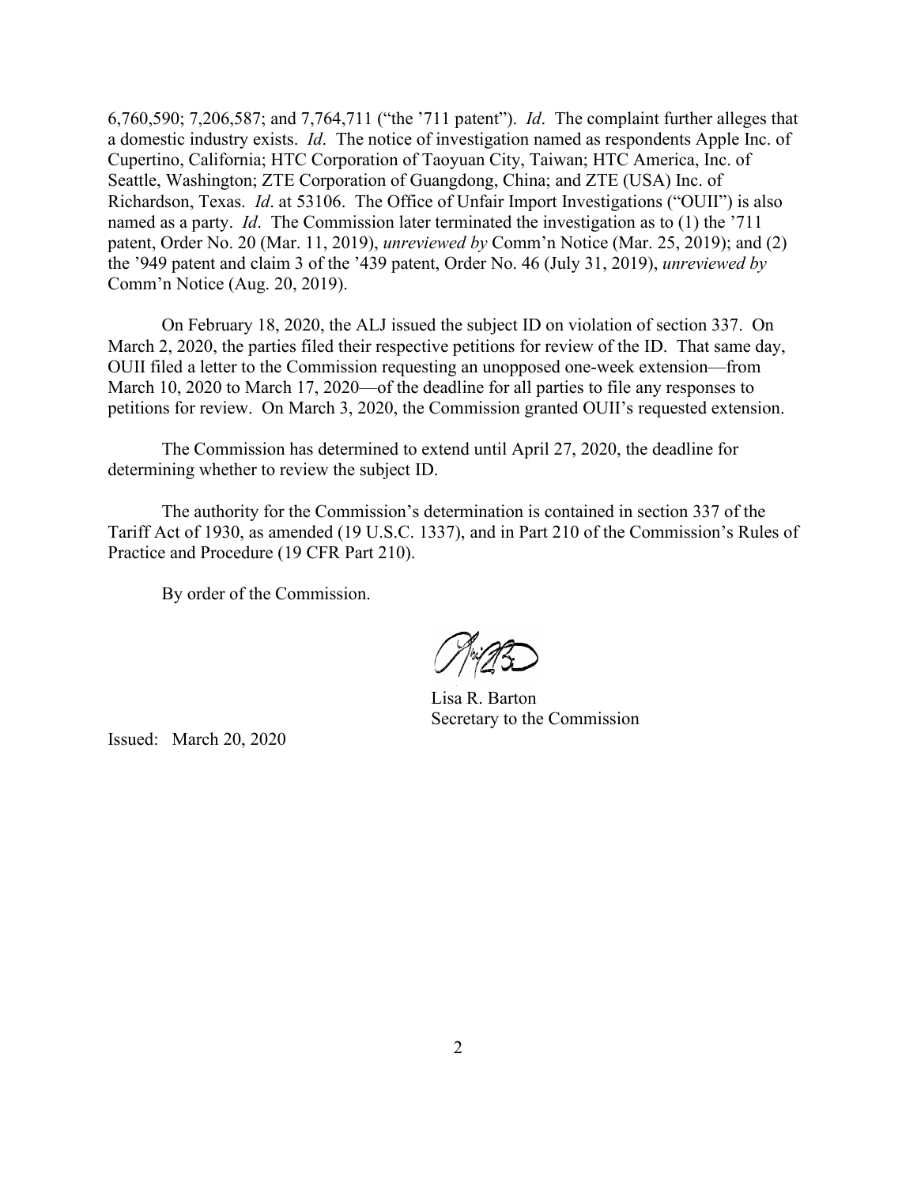6,760,590; 7,206,587; and 7,764,711 ("the '711 patent"). *Id*. The complaint further alleges that a domestic industry exists. *Id*. The notice of investigation named as respondents Apple Inc. of Cupertino, California; HTC Corporation of Taoyuan City, Taiwan; HTC America, Inc. of Seattle, Washington; ZTE Corporation of Guangdong, China; and ZTE (USA) Inc. of Richardson, Texas. *Id*. at 53106. The Office of Unfair Import Investigations ("OUII") is also named as a party. *Id*. The Commission later terminated the investigation as to (1) the '711 patent, Order No. 20 (Mar. 11, 2019), *unreviewed by* Comm'n Notice (Mar. 25, 2019); and (2) the '949 patent and claim 3 of the '439 patent, Order No. 46 (July 31, 2019), *unreviewed by* Comm'n Notice (Aug. 20, 2019).

On February 18, 2020, the ALJ issued the subject ID on violation of section 337. On March 2, 2020, the parties filed their respective petitions for review of the ID. That same day, OUII filed a letter to the Commission requesting an unopposed one-week extension—from March 10, 2020 to March 17, 2020—of the deadline for all parties to file any responses to petitions for review. On March 3, 2020, the Commission granted OUII's requested extension.

The Commission has determined to extend until April 27, 2020, the deadline for determining whether to review the subject ID.

The authority for the Commission's determination is contained in section 337 of the Tariff Act of 1930, as amended (19 U.S.C. 1337), and in Part 210 of the Commission's Rules of Practice and Procedure (19 CFR Part 210).

By order of the Commission.

Lisa R. Barton
Secretary to the Commission

Issued: March 20, 2020